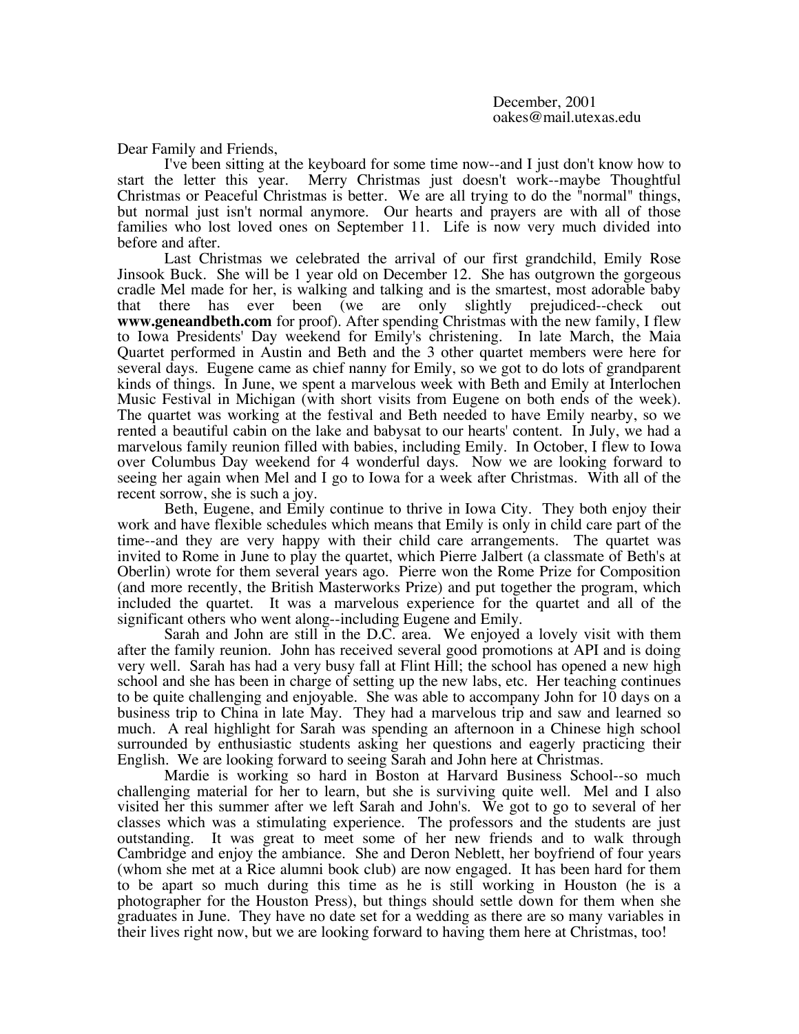December, 2001
oakes@mail.utexas.edu

Dear Family and Friends,

I've been sitting at the keyboard for some time now--and I just don't know how to start the letter this year. Merry Christmas just doesn't work--maybe Thoughtful Christmas or Peaceful Christmas is better. We are all trying to do the "normal" things, but normal just isn't normal anymore. Our hearts and prayers are with all of those families who lost loved ones on September 11. Life is now very much divided into before and after.

Last Christmas we celebrated the arrival of our first grandchild, Emily Rose Jinsook Buck. She will be 1 year old on December 12. She has outgrown the gorgeous cradle Mel made for her, is walking and talking and is the smartest, most adorable baby that there has ever been (we are only slightly prejudiced--check out **www.geneandbeth.com** for proof). After spending Christmas with the new family, I flew to Iowa Presidents' Day weekend for Emily's christening. In late March, the Maia Quartet performed in Austin and Beth and the 3 other quartet members were here for several days. Eugene came as chief nanny for Emily, so we got to do lots of grandparent kinds of things. In June, we spent a marvelous week with Beth and Emily at Interlochen Music Festival in Michigan (with short visits from Eugene on both ends of the week). The quartet was working at the festival and Beth needed to have Emily nearby, so we rented a beautiful cabin on the lake and babysat to our hearts' content. In July, we had a marvelous family reunion filled with babies, including Emily. In October, I flew to Iowa over Columbus Day weekend for 4 wonderful days. Now we are looking forward to seeing her again when Mel and I go to Iowa for a week after Christmas. With all of the recent sorrow, she is such a joy.

Beth, Eugene, and Emily continue to thrive in Iowa City. They both enjoy their work and have flexible schedules which means that Emily is only in child care part of the time--and they are very happy with their child care arrangements. The quartet was invited to Rome in June to play the quartet, which Pierre Jalbert (a classmate of Beth's at Oberlin) wrote for them several years ago. Pierre won the Rome Prize for Composition (and more recently, the British Masterworks Prize) and put together the program, which included the quartet. It was a marvelous experience for the quartet and all of the significant others who went along--including Eugene and Emily.

Sarah and John are still in the D.C. area. We enjoyed a lovely visit with them after the family reunion. John has received several good promotions at API and is doing very well. Sarah has had a very busy fall at Flint Hill; the school has opened a new high school and she has been in charge of setting up the new labs, etc. Her teaching continues to be quite challenging and enjoyable. She was able to accompany John for 10 days on a business trip to China in late May. They had a marvelous trip and saw and learned so much. A real highlight for Sarah was spending an afternoon in a Chinese high school surrounded by enthusiastic students asking her questions and eagerly practicing their English. We are looking forward to seeing Sarah and John here at Christmas.

Mardie is working so hard in Boston at Harvard Business School--so much challenging material for her to learn, but she is surviving quite well. Mel and I also visited her this summer after we left Sarah and John's. We got to go to several of her classes which was a stimulating experience. The professors and the students are just outstanding. It was great to meet some of her new friends and to walk through Cambridge and enjoy the ambiance. She and Deron Neblett, her boyfriend of four years (whom she met at a Rice alumni book club) are now engaged. It has been hard for them to be apart so much during this time as he is still working in Houston (he is a photographer for the Houston Press), but things should settle down for them when she graduates in June. They have no date set for a wedding as there are so many variables in their lives right now, but we are looking forward to having them here at Christmas, too!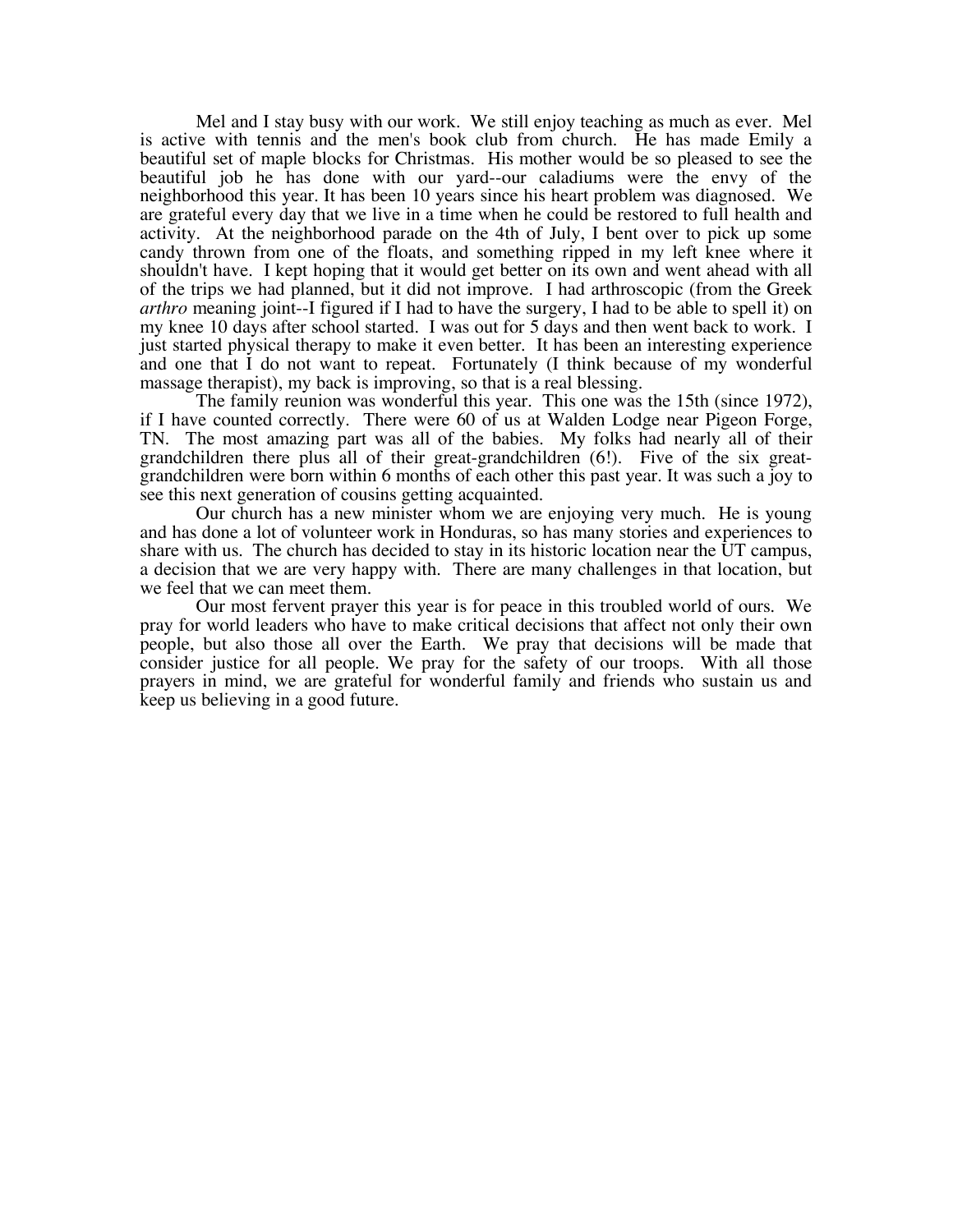Mel and I stay busy with our work. We still enjoy teaching as much as ever. Mel is active with tennis and the men's book club from church. He has made Emily a beautiful set of maple blocks for Christmas. His mother would be so pleased to see the beautiful job he has done with our yard--our caladiums were the envy of the neighborhood this year. It has been 10 years since his heart problem was diagnosed. We are grateful every day that we live in a time when he could be restored to full health and activity. At the neighborhood parade on the 4th of July, I bent over to pick up some candy thrown from one of the floats, and something ripped in my left knee where it shouldn't have. I kept hoping that it would get better on its own and went ahead with all of the trips we had planned, but it did not improve. I had arthroscopic (from the Greek *arthro* meaning joint--I figured if I had to have the surgery, I had to be able to spell it) on my knee 10 days after school started. I was out for 5 days and then went back to work. I just started physical therapy to make it even better. It has been an interesting experience and one that I do not want to repeat. Fortunately (I think because of my wonderful massage therapist), my back is improving, so that is a real blessing.

The family reunion was wonderful this year. This one was the 15th (since 1972), if I have counted correctly. There were 60 of us at Walden Lodge near Pigeon Forge, TN. The most amazing part was all of the babies. My folks had nearly all of their grandchildren there plus all of their great-grandchildren (6!). Five of the six great-grandchildren were born within 6 months of each other this past year. It was such a joy to see this next generation of cousins getting acquainted.

Our church has a new minister whom we are enjoying very much. He is young and has done a lot of volunteer work in Honduras, so has many stories and experiences to share with us. The church has decided to stay in its historic location near the UT campus, a decision that we are very happy with. There are many challenges in that location, but we feel that we can meet them.

Our most fervent prayer this year is for peace in this troubled world of ours. We pray for world leaders who have to make critical decisions that affect not only their own people, but also those all over the Earth. We pray that decisions will be made that consider justice for all people. We pray for the safety of our troops. With all those prayers in mind, we are grateful for wonderful family and friends who sustain us and keep us believing in a good future.